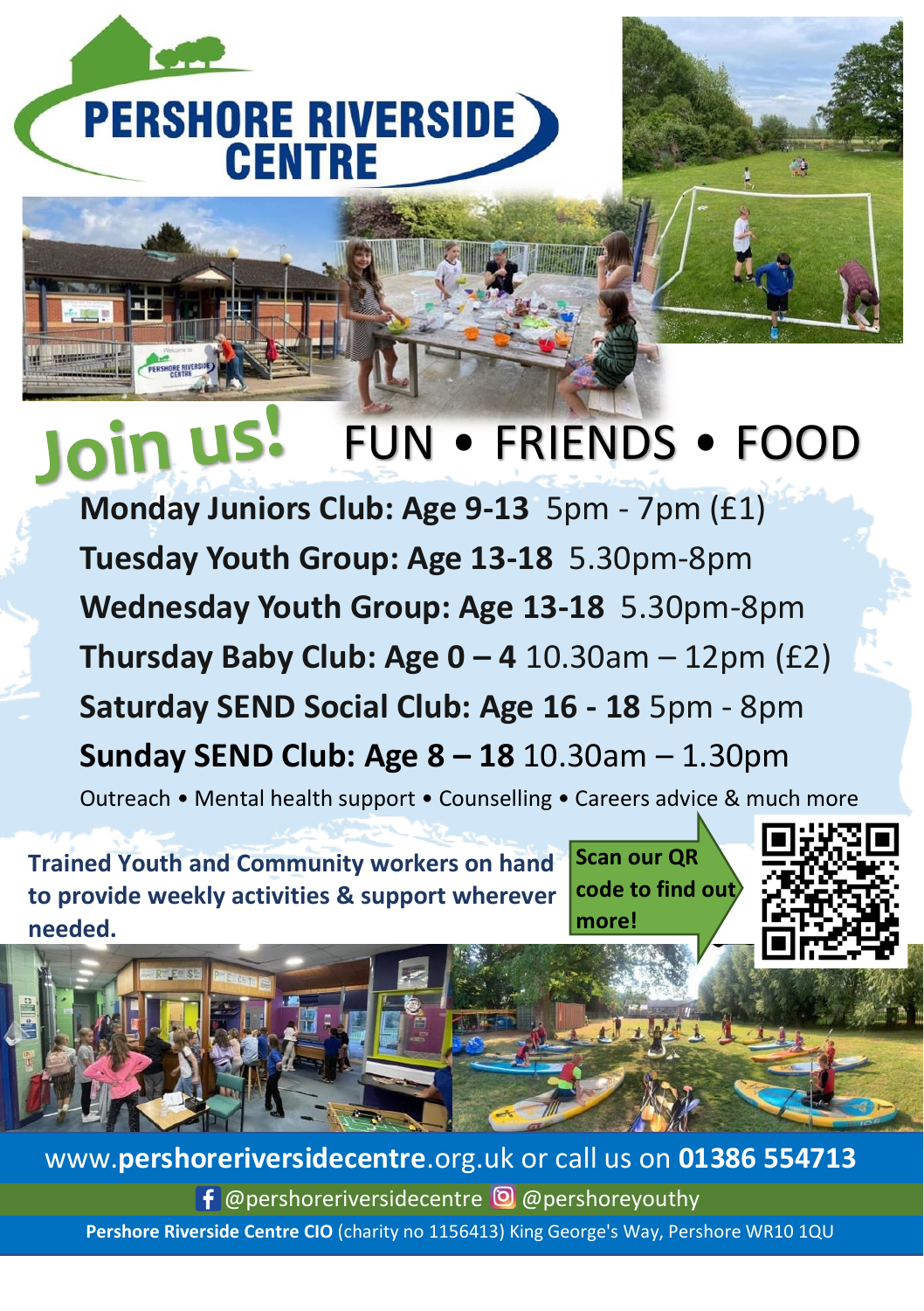# PERSHORE RIVERSIDE CENTRE

## Join us! FUN • FRIENDS • FOOD

**Monday Juniors Club: Age 9-13** 5pm - 7pm (£1)

**Tuesday Youth Group: Age 13-18** 5.30pm-8pm

**Wednesday Youth Group: Age 13-18** 5.30pm-8pm

**Thursday Baby Club: Age 0 – 4** 10.30am – 12pm (£2)

**Saturday SEND Social Club: Age 16 - 18** 5pm - 8pm

**Sunday SEND Club: Age 8 – 18** 10.30am – 1.30pm

Outreach • Mental health support • Counselling • Careers advice & much more

**Trained Youth and Community workers on hand to provide weekly activities & support wherever needed.**

**Scan our QR code to find out more!**

www.**pershoreriversidecentre**.org.uk or call us on **01386 554713**

@pershoreriversidecentre @pershoreyouthy

**Pershore Riverside Centre CIO** (charity no 1156413) King George's Way, Pershore WR10 1QU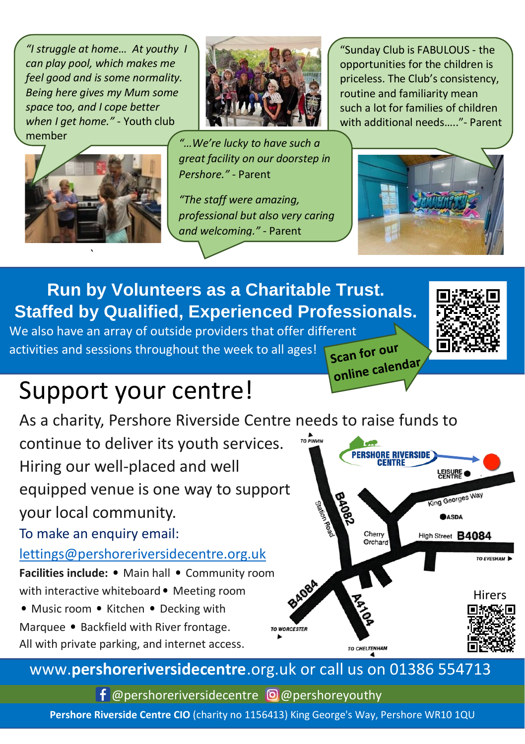*"I struggle at home… At youthy I can play pool, which makes me feel good and is some normality. Being here gives my Mum some space too, and I cope better when I get home."* - Youth club member

"Sunday Club is FABULOUS - the opportunities for the children is priceless. The Club's consistency, routine and familiarity mean such a lot for families of children with additional needs….."- Parent

*"…We're lucky to have such a great facility on our doorstep in Pershore."* - Parent

*"The staff were amazing, professional but also very caring and welcoming."* - Parent

**Run by Volunteers as a Charitable Trust.**
**Staffed by Qualified, Experienced Professionals.**

We also have an array of outside providers that offer different activities and sessions throughout the week to all ages!

**Scan for our online calendar**

# Support your centre!

As a charity, Pershore Riverside Centre needs to raise funds to continue to deliver its youth services. Hiring our well-placed and well equipped venue is one way to support your local community.

To make an enquiry email:
lettings@pershoreriversidecentre.org.uk

**Facilities include:** • Main hall • Community room with interactive whiteboard • Meeting room • Music room • Kitchen • Decking with Marquee • Backfield with River frontage.
All with private parking, and internet access.

TO PINVIN
PERSHORE RIVERSIDE CENTRE
LEISURE CENTRE
King Georges Way
ASDA
B4082
Station Road
Cherry Orchard
High Street B4084
TO EVESHAM
B4084
A4104
TO WORCESTER
TO CHELTENHAM

Hirers

www.**pershoreriversidecentre**.org.uk or call us on 01386 554713

@pershoreriversidecentre @pershoreyouthy

**Pershore Riverside Centre CIO** (charity no 1156413) King George's Way, Pershore WR10 1QU